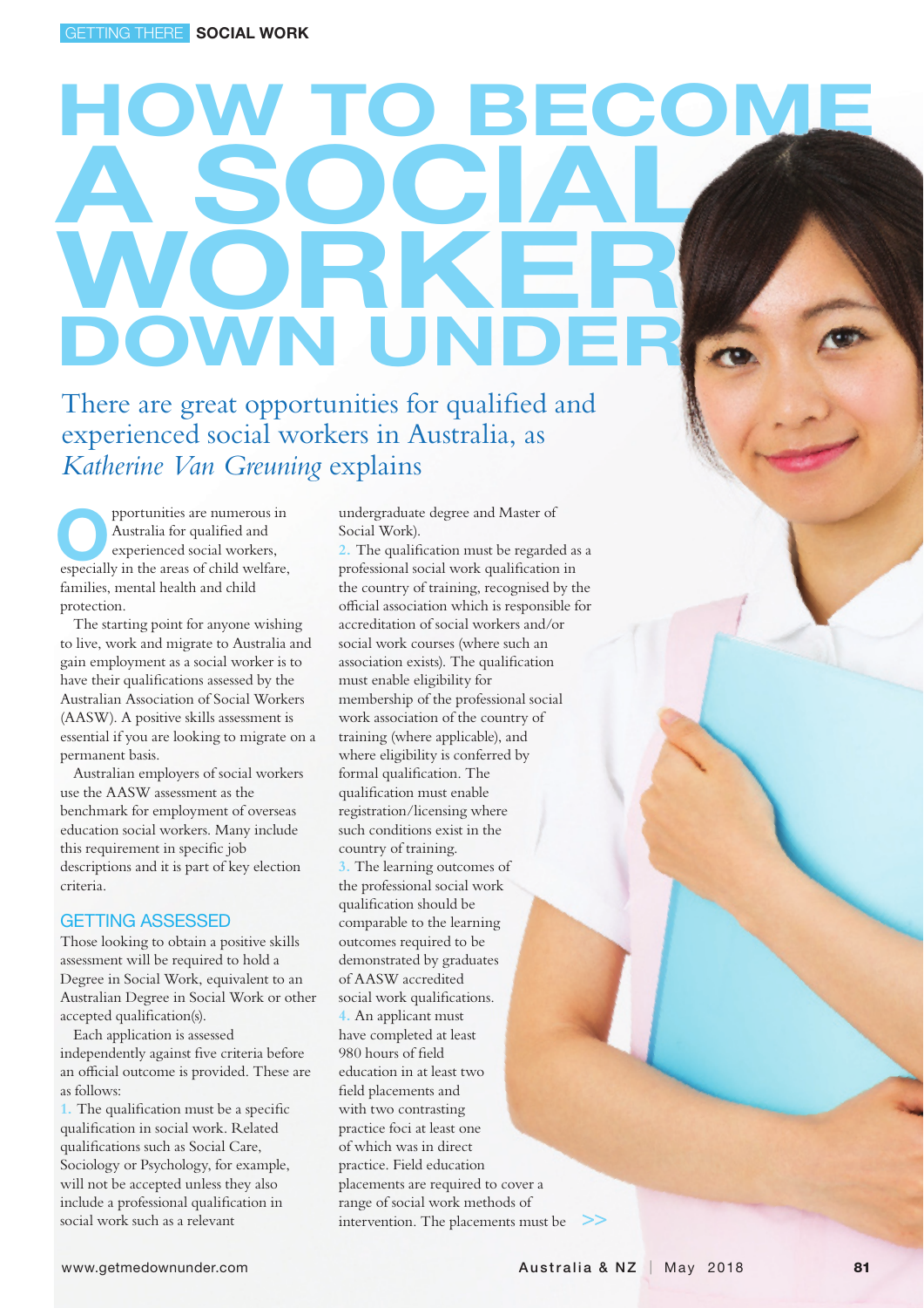# HOW TO BECOME A SOCIAL WORKER DOWN UNDER

There are great opportunities for qualified and experienced social workers in Australia, as *Katherine Van Greuning* explains

Opportunities are numerous in Australia for qualified and experienced social workers, especially in the areas of child welfare, families, mental health and child protection.

The starting point for anyone wishing to live, work and migrate to Australia and gain employment as a social worker is to have their qualifications assessed by the Australian Association of Social Workers (AASW). A positive skills assessment is essential if you are looking to migrate on a permanent basis.

Australian employers of social workers use the AASW assessment as the benchmark for employment of overseas education social workers. Many include this requirement in specific job descriptions and it is part of key election criteria.

## GETTING ASSESSED

Those looking to obtain a positive skills assessment will be required to hold a Degree in Social Work, equivalent to an Australian Degree in Social Work or other accepted qualification(s).

Each application is assessed independently against five criteria before an official outcome is provided. These are as follows:

1. The qualification must be a specific qualification in social work. Related qualifications such as Social Care, Sociology or Psychology, for example, will not be accepted unless they also include a professional qualification in social work such as a relevant undergraduate degree and Master of Social Work).
2. The qualification must be regarded as a professional social work qualification in the country of training, recognised by the official association which is responsible for accreditation of social workers and/or social work courses (where such an association exists). The qualification must enable eligibility for membership of the professional social work association of the country of training (where applicable), and where eligibility is conferred by formal qualification. The qualification must enable registration/licensing where such conditions exist in the country of training.
3. The learning outcomes of the professional social work qualification should be comparable to the learning outcomes required to be demonstrated by graduates of AASW accredited social work qualifications.
4. An applicant must have completed at least 980 hours of field education in at least two field placements and with two contrasting practice foci at least one of which was in direct practice. Field education placements are required to cover a range of social work methods of intervention. The placements must be >>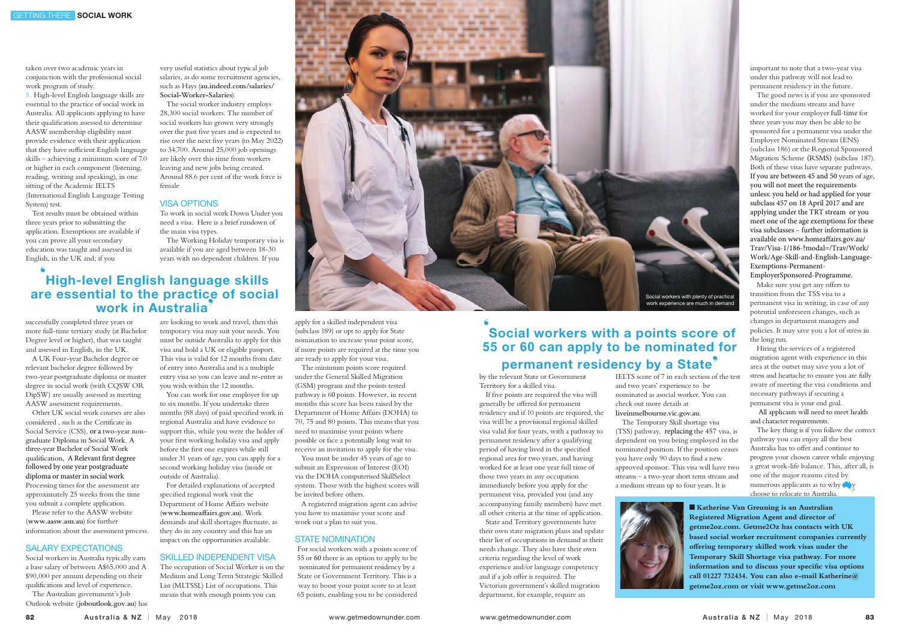taken over two academic years in conjunction with the professional social work program of study.

5. High-level English language skills are essential to the practice of social work in Australia. All applicants applying to have their qualification assessed to determine AASW membership eligibility must provide evidence with their application that they have sufficient English language skills – achieving a minimum score of 7.0 or higher in each component (listening, reading, writing and speaking), in one sitting of the Academic IELTS (International English Language Testing System) test.

Test results must be obtained within three years prior to submitting the application. Exemptions are available if you can prove all your secondary education was taught and assessed in English, in the UK and; if you successfully completed three years or more full-time tertiary study (at Bachelor Degree level or higher), that was taught and assessed in English, in the UK.

> High-level English language skills are essential to the practice of social work in Australia

A UK Four-year Bachelor degree or relevant bachelor degree followed by two-year postgraduate diploma or master degree in social work (with CQSW OR DipSW) are usually assessed as meeting AASW assessment requirements.

Other UK social work courses are also considered , such as the Certificate in Social Service (CSS), or a two-year non-graduate Diploma in Social Work. A three-year Bachelor of Social Work qualification, A Relevant first degree followed by one year postgraduate diploma or master in social work

Processing times for the assessment are approximately 25 weeks from the time you submit a complete application.

Please refer to the AASW website (**www.aasw.asn.au**) for further information about the assessment process.

## SALARY EXPECTATIONS

Social workers in Australia typically earn a base salary of between A$65,000 and A $90,000 per annum depending on their qualifications and level of experience.

The Australian government's Job Outlook website (**joboutlook.gov.au**) has very useful statistics about typical job salaries, as do some recruitment agencies, such as Hays (**au.indeed.com/salaries/Social-Worker-Salaries**).

The social worker industry employs 28,300 social workers. The number of social workers has grown very strongly over the past five years and is expected to rise over the next five years (to May 2022) to 34,700. Around 25,000 job openings are likely over this time from workers leaving and new jobs being created. Around 88.6 per cent of the work force is female

## VISA OPTIONS

To work in social work Down Under you need a visa. Here is a brief rundown of the main visa types.

The Working Holiday temporary visa is available if you are aged between 18-30 years with no dependent children. If you are looking to work and travel, then this temporary visa may suit your needs. You must be outside Australia to apply for this visa and hold a UK or eligible passport. This visa is valid for 12 months from date of entry into Australia and is a multiple entry visa so you can leave and re-enter as you wish within the 12 months.

You can work for one employer for up to six months. If you undertake three months (88 days) of paid specified work in regional Australia and have evidence to support this, while you were the holder of your first working holiday visa and apply before the first one expires while still under 31 years of age, you can apply for a second working holiday visa (inside or outside of Australia).

For detailed explanations of accepted specified regional work visit the Department of Home Affairs website (**www.homeaffairs.gov.au**). Work demands and skill shortages fluctuate, as they do in any country and this has an impact on the opportunities available.

## SKILLED INDEPENDENT VISA

The occupation of Social Worker is on the Medium and Long Term Strategic Skilled List (MLTSSL) List of occupations. This means that with enough points you can apply for a skilled independent visa (subclass 189) or opt to apply for State nomination to increase your point score, if more points are required at the time you are ready to apply for your visa.

The minimum points score required under the General Skilled Migration (GSM) program and the points tested pathway is 60 points. However, in recent months this score has been raised by the Department of Home Affairs (DOHA) to 70, 75 and 80 points. This means that you need to maximise your points where possible or face a potentially long wait to receive an invitation to apply for the visa.

You must be under 45 years of age to submit an Expression of Interest (EOI) via the DOHA computerised SkillSelect system. Those with the highest scores will be invited before others.

A registered migration agent can advise you how to maximise your score and work out a plan to suit you.

Social workers with plenty of practical work experience are much in demand

## STATE NOMINATION

For social workers with a points score of 55 or 60 there is an option to apply to be nominated for permanent residency by a State or Government Territory. This is a way to boost your point score to at least 65 points, enabling you to be considered by the relevant State or Government Territory for a skilled visa.

> Social workers with a points score of 55 or 60 can apply to be nominated for permanent residency by a State

If five points are required the visa will generally be offered for permanent residency and if 10 points are required, the visa will be a provisional regional skilled visa valid for four years, with a pathway to permanent residency after a qualifying period of having lived in the specified regional area for two years, and having worked for at least one year full time of those two years in any occupation immediately before you apply for the permanent visa, provided you (and any accompanying family members) have met all other criteria at the time of application.

State and Territory governments have their own state migration plans and update their list of occupations in demand as their needs change. They also have their own criteria regarding the level of work experience and/or language competency and if a job offer is required. The Victorian government's skilled migration department, for example, require an IELTS score of 7 in each section of the test and two years' experience to be nominated as asocial worker. You can check out more details at **liveinmelbourne.vic.gov.au**.

The Temporary Skill shortage visa (TSS) pathway, replacing the 457 visa, is dependent on you being employed in the nominated position. If the position ceases you have only 90 days to find a new approved sponsor. This visa will have two streams – a two-year short term stream and a medium stream up to four years. It is important to note that a two-year visa under this pathway will not lead to permanent residency in the future.

The good news is if you are sponsored under the medium stream and have worked for your employer full-time for three years you may then be able to be sponsored for a permanent visa under the Employer Nominated Stream (ENS) (subclass 186) or the Regional Sponsored Migration Scheme (RSMS) (subclass 187). Both of these visas have separate pathways. If you are between 45 and 50 years of age, you will not meet the requirements unless: you held or had applied for your subclass 457 on 18 April 2017 and are applying under the TRT stream or you meet one of the age exemptions for these visa subclasses – further information is available on www.homeaffairs.gov.au/Trav/Visa-1/186-?modal=/Trav/Work/Work/Age-Skill-and-English-Language-Exemptions-Permanent-EmployerSponsored-Programme.

Make sure you get any offers to transition from the TSS visa to a permanent visa in writing, in case of any potential unforeseen changes, such as changes in department managers and policies. It may save you a lot of stress in the long run.

Hiring the services of a registered migration agent with experience in this area at the outset may save you a lot of stress and heartache to ensure you are fully aware of meeting the visa conditions and necessary pathways if securing a permanent visa is your end goal.

All applicants will need to meet health and character requirements.

The key thing is if you follow the correct pathway you can enjoy all the best Australia has to offer and continue to progress your chosen career while enjoying a great work-life balance. This, after all, is one of the major reasons cited by numerous applicants as to why they choose to relocate to Australia.

**■ Katherine Van Greuning is an Australian Registered Migration Agent and director of getme2oz.com. Getme2Oz has contacts with UK based social worker recruitment companies currently offering temporary skilled work visas under the Temporary Skill Shortage visa pathway. For more information and to discuss your specific visa options call 01227 732434. You can also e-mail Katherine@getme2oz.com or visit www.getme2oz.com**